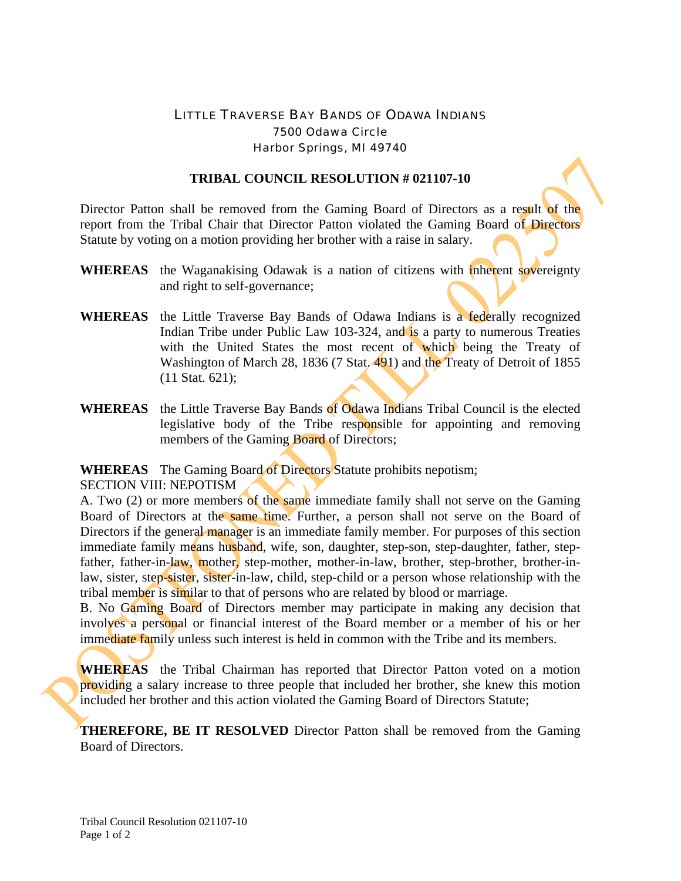LITTLE TRAVERSE BAY BANDS OF ODAWA INDIANS
7500 Odawa Circle
Harbor Springs, MI 49740

**TRIBAL COUNCIL RESOLUTION # 021107-10**

Director Patton shall be removed from the Gaming Board of Directors as a result of the report from the Tribal Chair that Director Patton violated the Gaming Board of Directors Statute by voting on a motion providing her brother with a raise in salary.

**WHEREAS** the Waganakising Odawak is a nation of citizens with inherent sovereignty and right to self-governance;

**WHEREAS** the Little Traverse Bay Bands of Odawa Indians is a federally recognized Indian Tribe under Public Law 103-324, and is a party to numerous Treaties with the United States the most recent of which being the Treaty of Washington of March 28, 1836 (7 Stat. 491) and the Treaty of Detroit of 1855 (11 Stat. 621);

**WHEREAS** the Little Traverse Bay Bands of Odawa Indians Tribal Council is the elected legislative body of the Tribe responsible for appointing and removing members of the Gaming Board of Directors;

**WHEREAS** The Gaming Board of Directors Statute prohibits nepotism;
SECTION VIII: NEPOTISM
A. Two (2) or more members of the same immediate family shall not serve on the Gaming Board of Directors at the same time. Further, a person shall not serve on the Board of Directors if the general manager is an immediate family member. For purposes of this section immediate family means husband, wife, son, daughter, step-son, step-daughter, father, step-father, father-in-law, mother, step-mother, mother-in-law, brother, step-brother, brother-in-law, sister, step-sister, sister-in-law, child, step-child or a person whose relationship with the tribal member is similar to that of persons who are related by blood or marriage.
B. No Gaming Board of Directors member may participate in making any decision that involves a personal or financial interest of the Board member or a member of his or her immediate family unless such interest is held in common with the Tribe and its members.

**WHEREAS** the Tribal Chairman has reported that Director Patton voted on a motion providing a salary increase to three people that included her brother, she knew this motion included her brother and this action violated the Gaming Board of Directors Statute;

**THEREFORE, BE IT RESOLVED** Director Patton shall be removed from the Gaming Board of Directors.

POSTPONED TILL 022507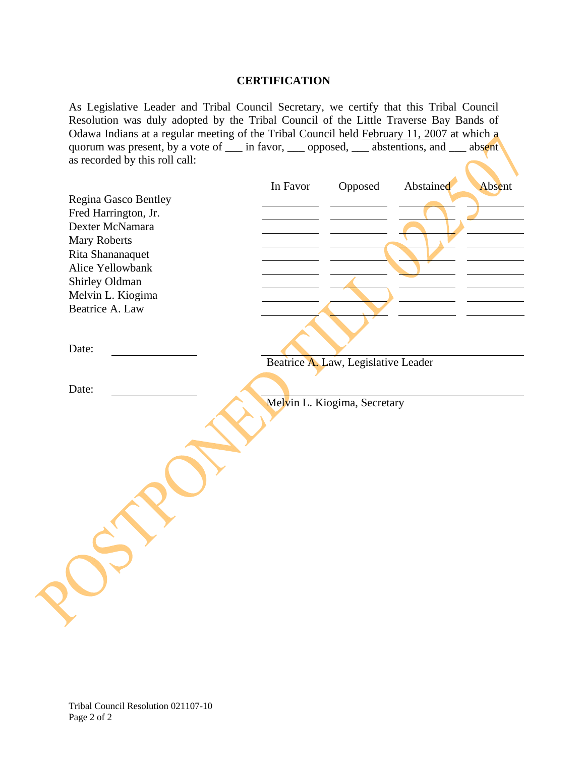## CERTIFICATION

As Legislative Leader and Tribal Council Secretary, we certify that this Tribal Council Resolution was duly adopted by the Tribal Council of the Little Traverse Bay Bands of Odawa Indians at a regular meeting of the Tribal Council held February 11, 2007 at which a quorum was present, by a vote of ___ in favor, ___ opposed, ___ abstentions, and ___ absent as recorded by this roll call:

| | In Favor | Opposed | Abstained | Absent |
|---|---|---|---|---|
| Regina Gasco Bentley | | | | |
| Fred Harrington, Jr. | | | | |
| Dexter McNamara | | | | |
| Mary Roberts | | | | |
| Rita Shananaquet | | | | |
| Alice Yellowbank | | | | |
| Shirley Oldman | | | | |
| Melvin L. Kiogima | | | | |
| Beatrice A. Law | | | | |

Date: ______________ ______________________________
Beatrice A. Law, Legislative Leader

Date: ______________ ______________________________
Melvin L. Kiogima, Secretary

POSTPONED TILL 022507

Tribal Council Resolution 021107-10